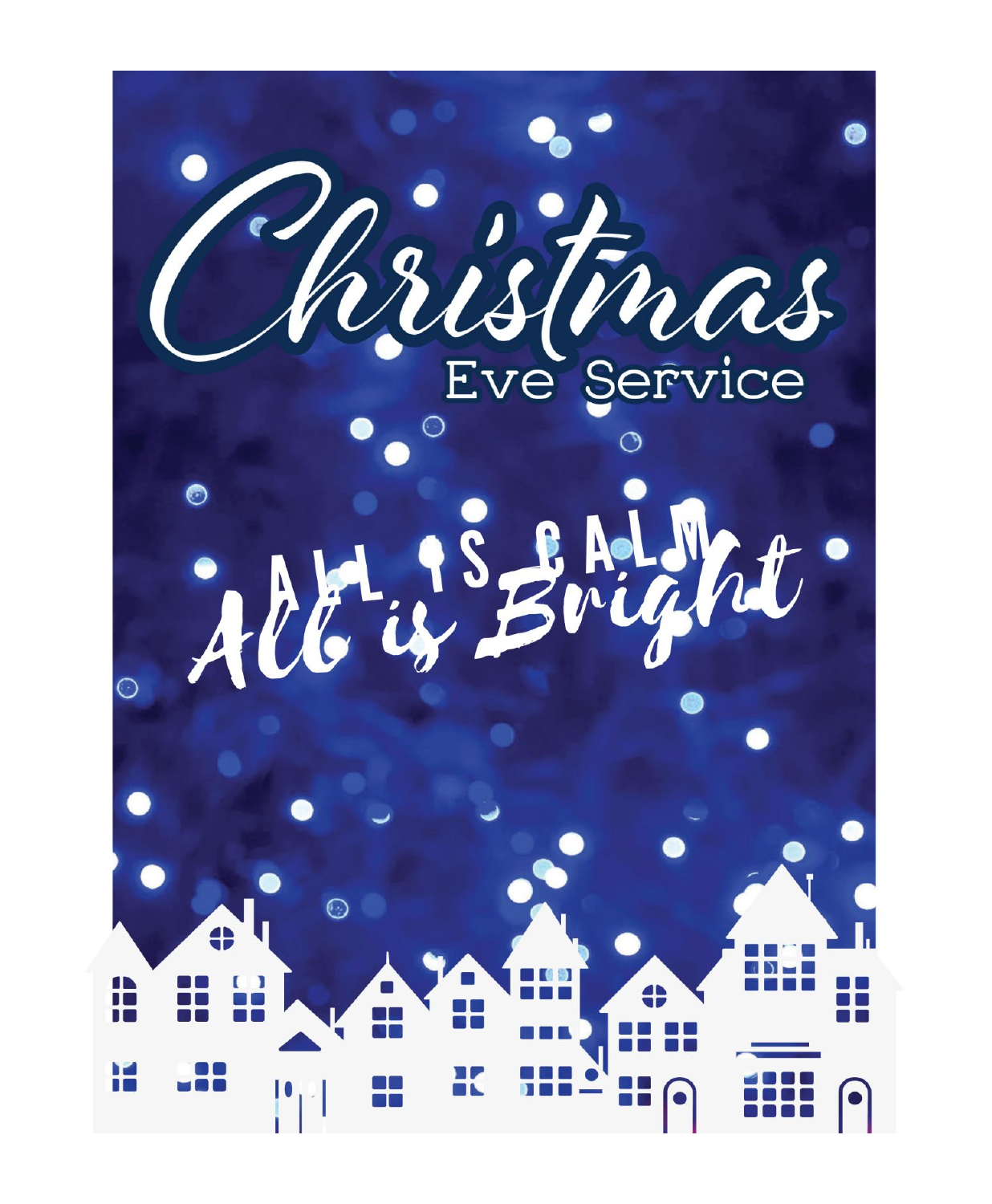# Christmas

## Eve Service

ALL IS CALM

*All is Bright*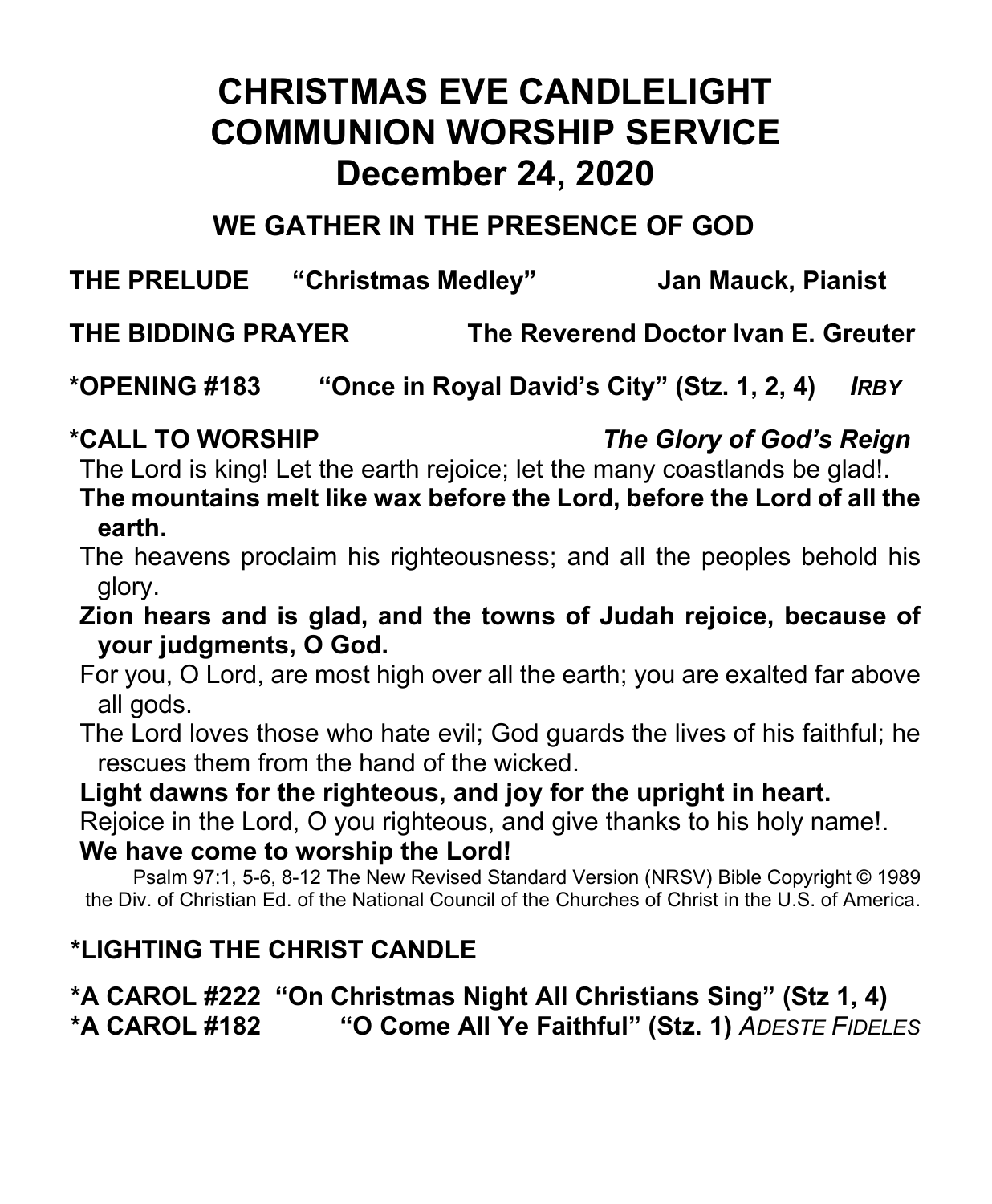# CHRISTMAS EVE CANDLELIGHT COMMUNION WORSHIP SERVICE
# December 24, 2020

## WE GATHER IN THE PRESENCE OF GOD

**THE PRELUDE "Christmas Medley" Jan Mauck, Pianist**

**THE BIDDING PRAYER The Reverend Doctor Ivan E. Greuter**

**\*OPENING #183 "Once in Royal David's City" (Stz. 1, 2, 4)** ***IRBY***

**\*CALL TO WORSHIP** ***The Glory of God's Reign***

The Lord is king! Let the earth rejoice; let the many coastlands be glad!.

**The mountains melt like wax before the Lord, before the Lord of all the earth.**

The heavens proclaim his righteousness; and all the peoples behold his glory.

**Zion hears and is glad, and the towns of Judah rejoice, because of your judgments, O God.**

For you, O Lord, are most high over all the earth; you are exalted far above all gods.

The Lord loves those who hate evil; God guards the lives of his faithful; he rescues them from the hand of the wicked.

**Light dawns for the righteous, and joy for the upright in heart.**

Rejoice in the Lord, O you righteous, and give thanks to his holy name!.

**We have come to worship the Lord!**

Psalm 97:1, 5-6, 8-12 The New Revised Standard Version (NRSV) Bible Copyright © 1989 the Div. of Christian Ed. of the National Council of the Churches of Christ in the U.S. of America.

**\*LIGHTING THE CHRIST CANDLE**

**\*A CAROL #222 "On Christmas Night All Christians Sing" (Stz 1, 4)**
**\*A CAROL #182 "O Come All Ye Faithful" (Stz. 1)** *ADESTE FIDELES*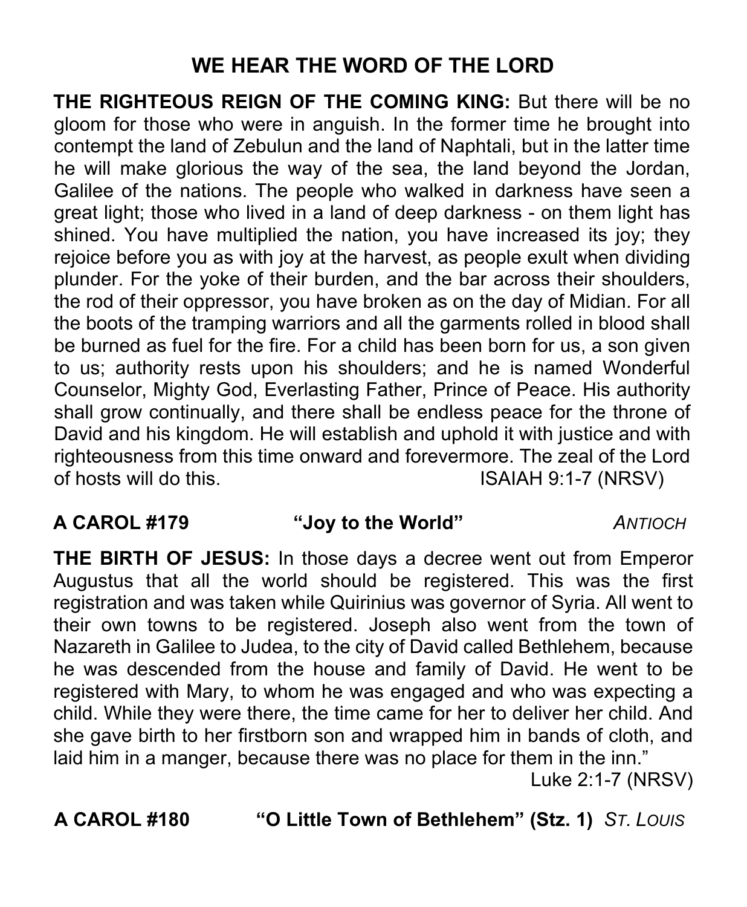# WE HEAR THE WORD OF THE LORD

**THE RIGHTEOUS REIGN OF THE COMING KING:** But there will be no gloom for those who were in anguish. In the former time he brought into contempt the land of Zebulun and the land of Naphtali, but in the latter time he will make glorious the way of the sea, the land beyond the Jordan, Galilee of the nations. The people who walked in darkness have seen a great light; those who lived in a land of deep darkness - on them light has shined. You have multiplied the nation, you have increased its joy; they rejoice before you as with joy at the harvest, as people exult when dividing plunder. For the yoke of their burden, and the bar across their shoulders, the rod of their oppressor, you have broken as on the day of Midian. For all the boots of the tramping warriors and all the garments rolled in blood shall be burned as fuel for the fire. For a child has been born for us, a son given to us; authority rests upon his shoulders; and he is named Wonderful Counselor, Mighty God, Everlasting Father, Prince of Peace. His authority shall grow continually, and there shall be endless peace for the throne of David and his kingdom. He will establish and uphold it with justice and with righteousness from this time onward and forevermore. The zeal of the Lord of hosts will do this. ISAIAH 9:1-7 (NRSV)

**A CAROL #179 "Joy to the World"** *ANTIOCH*

**THE BIRTH OF JESUS:** In those days a decree went out from Emperor Augustus that all the world should be registered. This was the first registration and was taken while Quirinius was governor of Syria. All went to their own towns to be registered. Joseph also went from the town of Nazareth in Galilee to Judea, to the city of David called Bethlehem, because he was descended from the house and family of David. He went to be registered with Mary, to whom he was engaged and who was expecting a child. While they were there, the time came for her to deliver her child. And she gave birth to her firstborn son and wrapped him in bands of cloth, and laid him in a manger, because there was no place for them in the inn."

Luke 2:1-7 (NRSV)

**A CAROL #180 "O Little Town of Bethlehem" (Stz. 1)** *ST. LOUIS*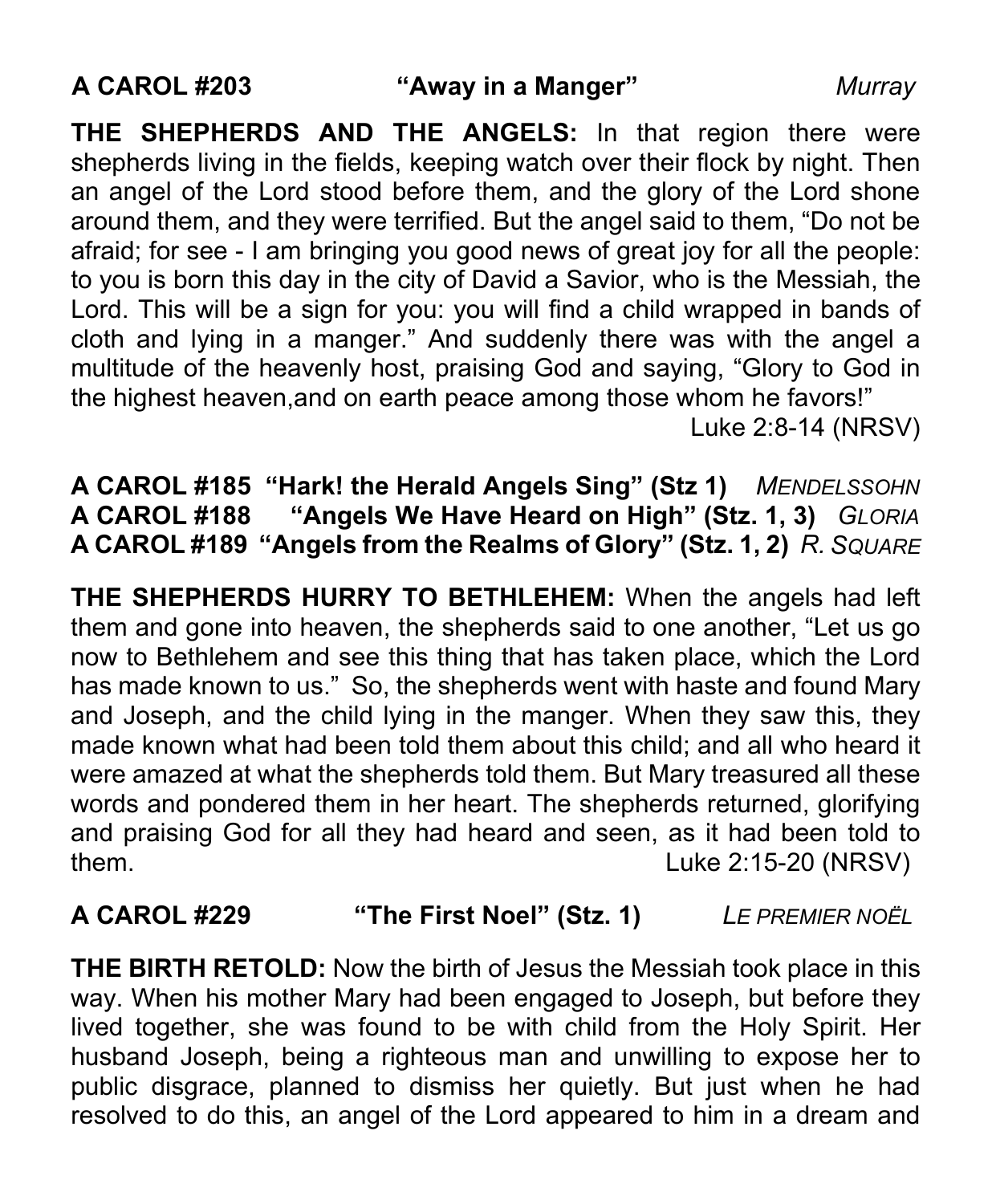**A CAROL #203 "Away in a Manger"** *Murray*

**THE SHEPHERDS AND THE ANGELS:** In that region there were shepherds living in the fields, keeping watch over their flock by night. Then an angel of the Lord stood before them, and the glory of the Lord shone around them, and they were terrified. But the angel said to them, "Do not be afraid; for see - I am bringing you good news of great joy for all the people: to you is born this day in the city of David a Savior, who is the Messiah, the Lord. This will be a sign for you: you will find a child wrapped in bands of cloth and lying in a manger." And suddenly there was with the angel a multitude of the heavenly host, praising God and saying, "Glory to God in the highest heaven,and on earth peace among those whom he favors!"

Luke 2:8-14 (NRSV)

**A CAROL #185 "Hark! the Herald Angels Sing" (Stz 1)** *MENDELSSOHN*
**A CAROL #188 "Angels We Have Heard on High" (Stz. 1, 3)** *GLORIA*
**A CAROL #189 "Angels from the Realms of Glory" (Stz. 1, 2)** *R. SQUARE*

**THE SHEPHERDS HURRY TO BETHLEHEM:** When the angels had left them and gone into heaven, the shepherds said to one another, "Let us go now to Bethlehem and see this thing that has taken place, which the Lord has made known to us." So, the shepherds went with haste and found Mary and Joseph, and the child lying in the manger. When they saw this, they made known what had been told them about this child; and all who heard it were amazed at what the shepherds told them. But Mary treasured all these words and pondered them in her heart. The shepherds returned, glorifying and praising God for all they had heard and seen, as it had been told to them. Luke 2:15-20 (NRSV)

**A CAROL #229 "The First Noel" (Stz. 1)** *LE PREMIER NOËL*

**THE BIRTH RETOLD:** Now the birth of Jesus the Messiah took place in this way. When his mother Mary had been engaged to Joseph, but before they lived together, she was found to be with child from the Holy Spirit. Her husband Joseph, being a righteous man and unwilling to expose her to public disgrace, planned to dismiss her quietly. But just when he had resolved to do this, an angel of the Lord appeared to him in a dream and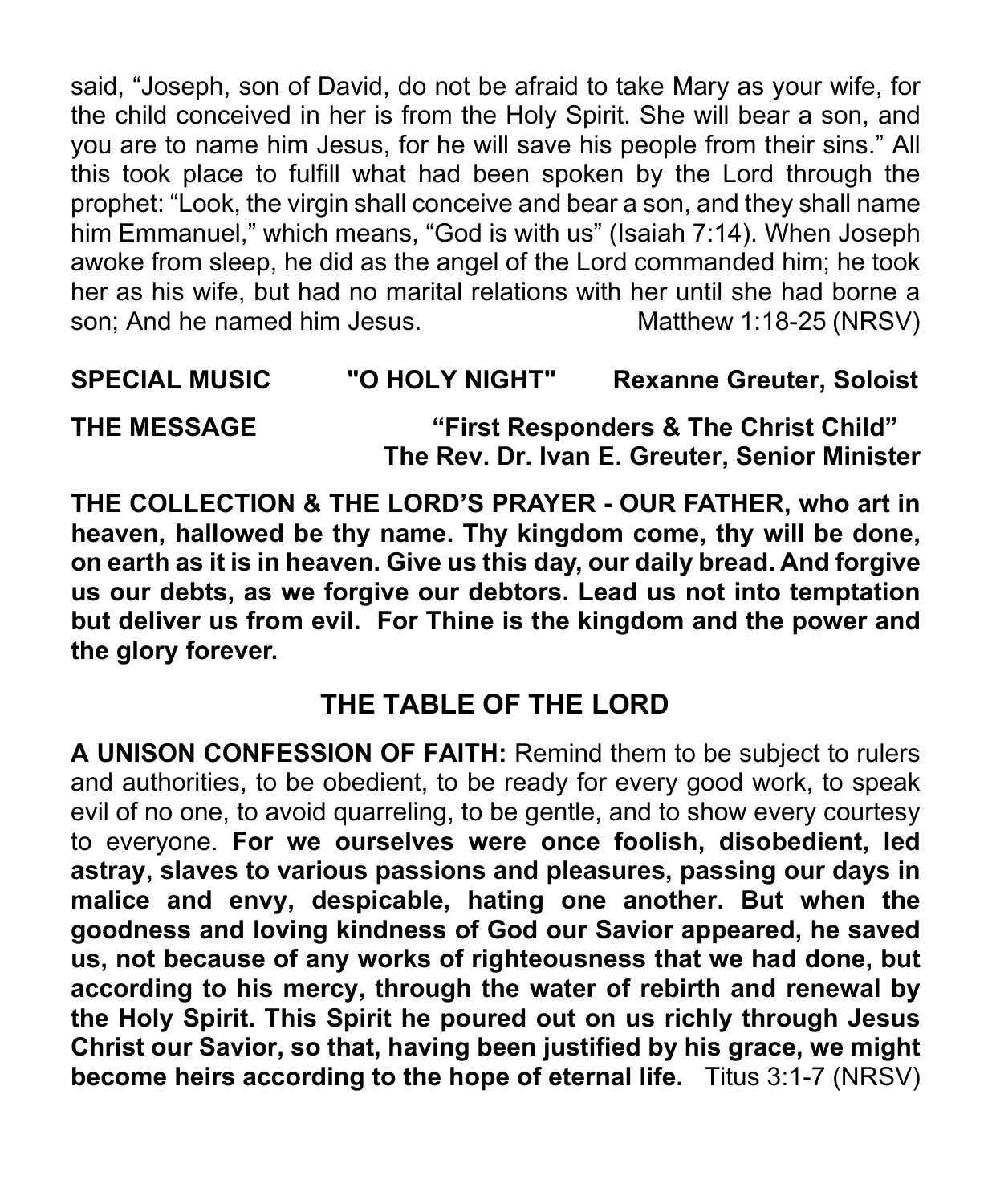said, "Joseph, son of David, do not be afraid to take Mary as your wife, for the child conceived in her is from the Holy Spirit. She will bear a son, and you are to name him Jesus, for he will save his people from their sins." All this took place to fulfill what had been spoken by the Lord through the prophet: "Look, the virgin shall conceive and bear a son, and they shall name him Emmanuel," which means, "God is with us" (Isaiah 7:14). When Joseph awoke from sleep, he did as the angel of the Lord commanded him; he took her as his wife, but had no marital relations with her until she had borne a son; And he named him Jesus. Matthew 1:18-25 (NRSV)

**SPECIAL MUSIC "O HOLY NIGHT" Rexanne Greuter, Soloist**

**THE MESSAGE "First Responders & The Christ Child"**
**The Rev. Dr. Ivan E. Greuter, Senior Minister**

**THE COLLECTION & THE LORD'S PRAYER - OUR FATHER, who art in heaven, hallowed be thy name. Thy kingdom come, thy will be done, on earth as it is in heaven. Give us this day, our daily bread. And forgive us our debts, as we forgive our debtors. Lead us not into temptation but deliver us from evil. For Thine is the kingdom and the power and the glory forever.**

## THE TABLE OF THE LORD

**A UNISON CONFESSION OF FAITH:** Remind them to be subject to rulers and authorities, to be obedient, to be ready for every good work, to speak evil of no one, to avoid quarreling, to be gentle, and to show every courtesy to everyone. **For we ourselves were once foolish, disobedient, led astray, slaves to various passions and pleasures, passing our days in malice and envy, despicable, hating one another. But when the goodness and loving kindness of God our Savior appeared, he saved us, not because of any works of righteousness that we had done, but according to his mercy, through the water of rebirth and renewal by the Holy Spirit. This Spirit he poured out on us richly through Jesus Christ our Savior, so that, having been justified by his grace, we might become heirs according to the hope of eternal life.** Titus 3:1-7 (NRSV)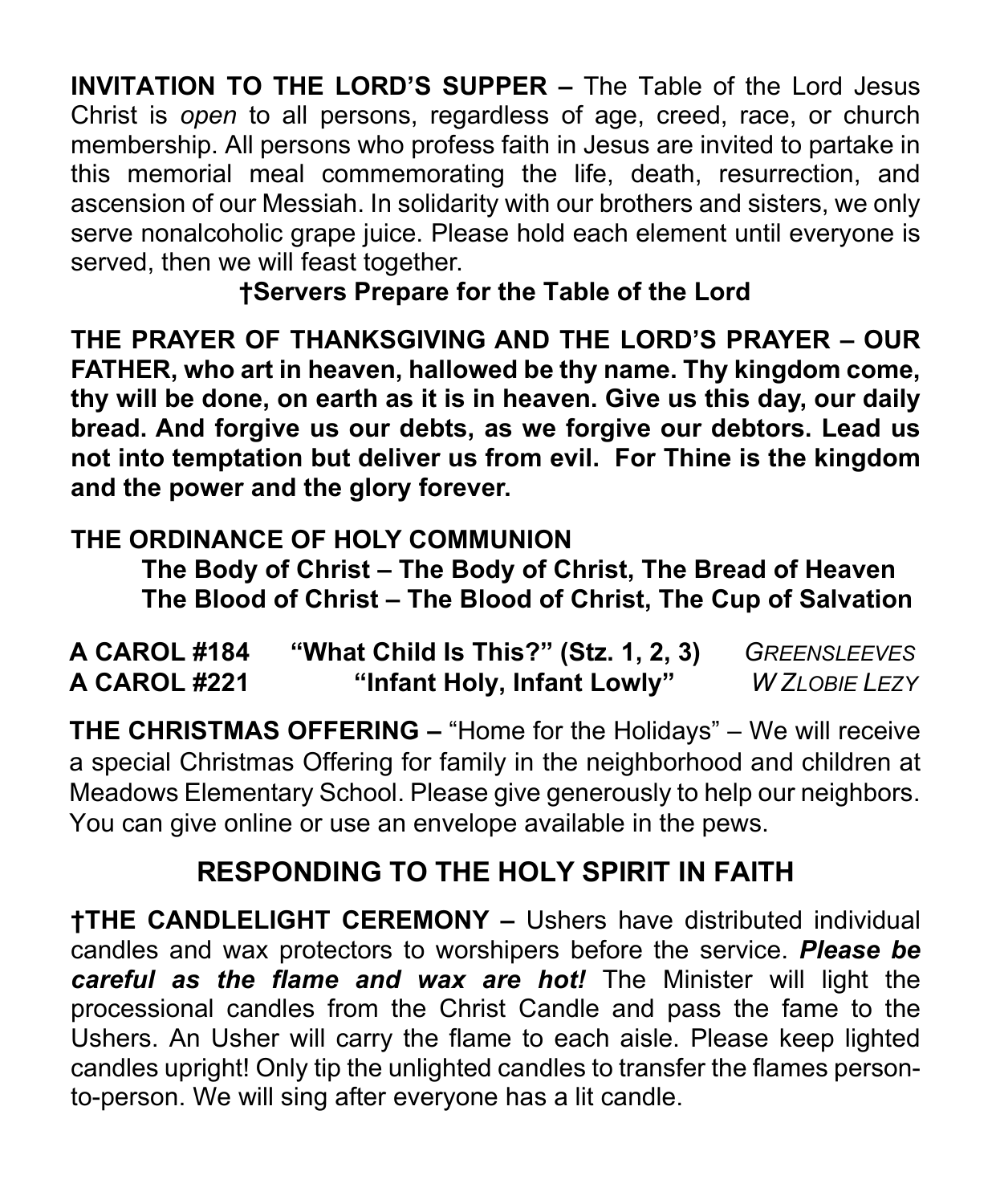**INVITATION TO THE LORD'S SUPPER –** The Table of the Lord Jesus Christ is *open* to all persons, regardless of age, creed, race, or church membership. All persons who profess faith in Jesus are invited to partake in this memorial meal commemorating the life, death, resurrection, and ascension of our Messiah. In solidarity with our brothers and sisters, we only serve nonalcoholic grape juice. Please hold each element until everyone is served, then we will feast together.

**†Servers Prepare for the Table of the Lord**

**THE PRAYER OF THANKSGIVING AND THE LORD'S PRAYER – OUR FATHER, who art in heaven, hallowed be thy name. Thy kingdom come, thy will be done, on earth as it is in heaven. Give us this day, our daily bread. And forgive us our debts, as we forgive our debtors. Lead us not into temptation but deliver us from evil. For Thine is the kingdom and the power and the glory forever.**

**THE ORDINANCE OF HOLY COMMUNION**

**The Body of Christ – The Body of Christ, The Bread of Heaven**
**The Blood of Christ – The Blood of Christ, The Cup of Salvation**

**A CAROL #184** **"What Child Is This?" (Stz. 1, 2, 3)** *GREENSLEEVES*
**A CAROL #221** **"Infant Holy, Infant Lowly"** *W ZLOBIE LEZY*

**THE CHRISTMAS OFFERING –** "Home for the Holidays" – We will receive a special Christmas Offering for family in the neighborhood and children at Meadows Elementary School. Please give generously to help our neighbors. You can give online or use an envelope available in the pews.

## RESPONDING TO THE HOLY SPIRIT IN FAITH

**†THE CANDLELIGHT CEREMONY –** Ushers have distributed individual candles and wax protectors to worshipers before the service. ***Please be careful as the flame and wax are hot!*** The Minister will light the processional candles from the Christ Candle and pass the fame to the Ushers. An Usher will carry the flame to each aisle. Please keep lighted candles upright! Only tip the unlighted candles to transfer the flames person-to-person. We will sing after everyone has a lit candle.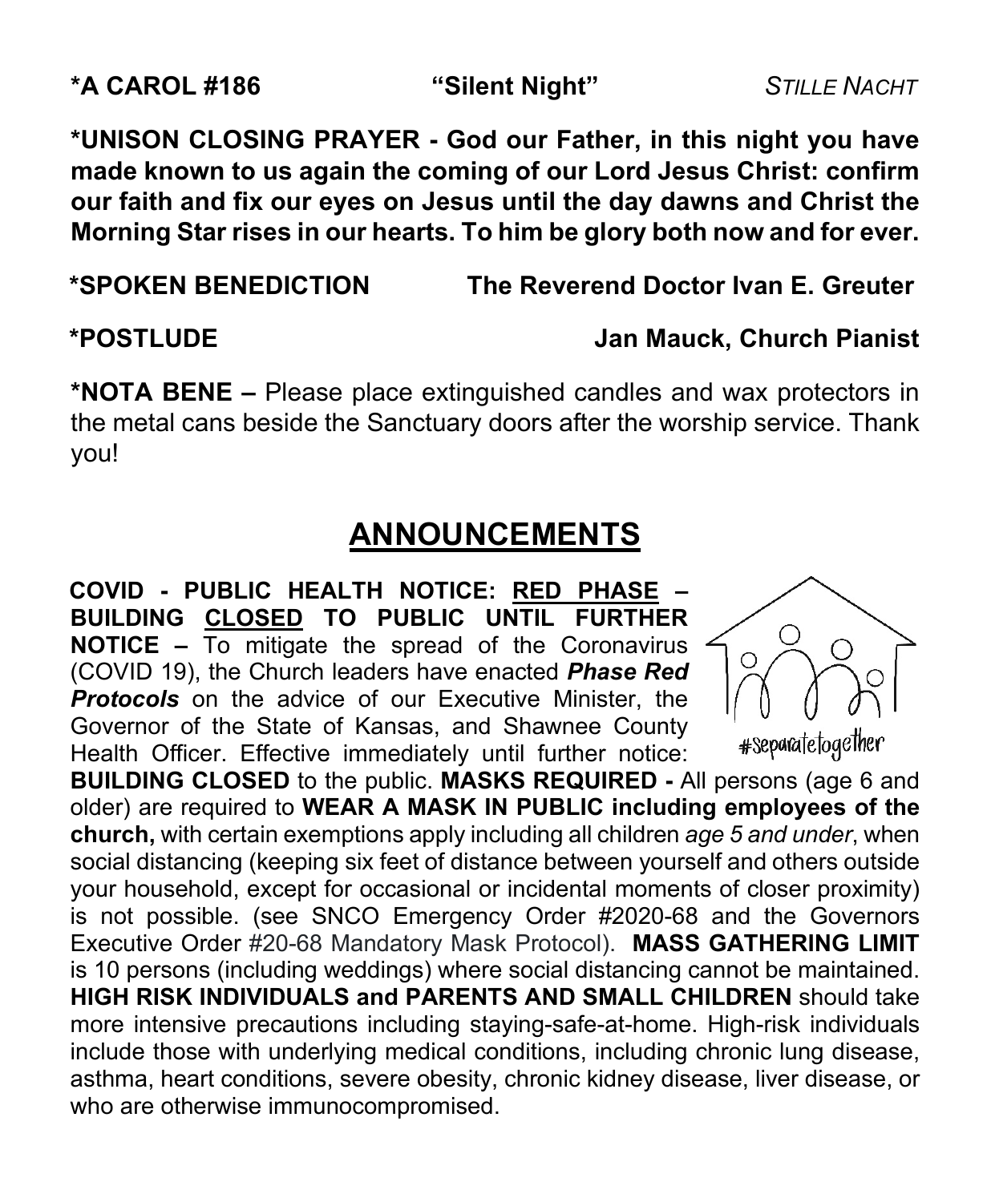**\*A CAROL #186** **"Silent Night"** *STILLE NACHT*

**\*UNISON CLOSING PRAYER - God our Father, in this night you have made known to us again the coming of our Lord Jesus Christ: confirm our faith and fix our eyes on Jesus until the day dawns and Christ the Morning Star rises in our hearts. To him be glory both now and for ever.**

**\*SPOKEN BENEDICTION** **The Reverend Doctor Ivan E. Greuter**

**\*POSTLUDE** **Jan Mauck, Church Pianist**

**\*NOTA BENE –** Please place extinguished candles and wax protectors in the metal cans beside the Sanctuary doors after the worship service. Thank you!

# ANNOUNCEMENTS

**COVID - PUBLIC HEALTH NOTICE: RED PHASE – BUILDING CLOSED TO PUBLIC UNTIL FURTHER NOTICE –** To mitigate the spread of the Coronavirus (COVID 19), the Church leaders have enacted ***Phase Red Protocols*** on the advice of our Executive Minister, the Governor of the State of Kansas, and Shawnee County Health Officer. Effective immediately until further notice: **BUILDING CLOSED** to the public. **MASKS REQUIRED -** All persons (age 6 and older) are required to **WEAR A MASK IN PUBLIC including employees of the church,** with certain exemptions apply including all children *age 5 and under*, when social distancing (keeping six feet of distance between yourself and others outside your household, except for occasional or incidental moments of closer proximity) is not possible. (see SNCO Emergency Order #2020-68 and the Governors Executive Order #20-68 Mandatory Mask Protocol). **MASS GATHERING LIMIT** is 10 persons (including weddings) where social distancing cannot be maintained. **HIGH RISK INDIVIDUALS and PARENTS AND SMALL CHILDREN** should take more intensive precautions including staying-safe-at-home. High-risk individuals include those with underlying medical conditions, including chronic lung disease, asthma, heart conditions, severe obesity, chronic kidney disease, liver disease, or who are otherwise immunocompromised.

#separatetogether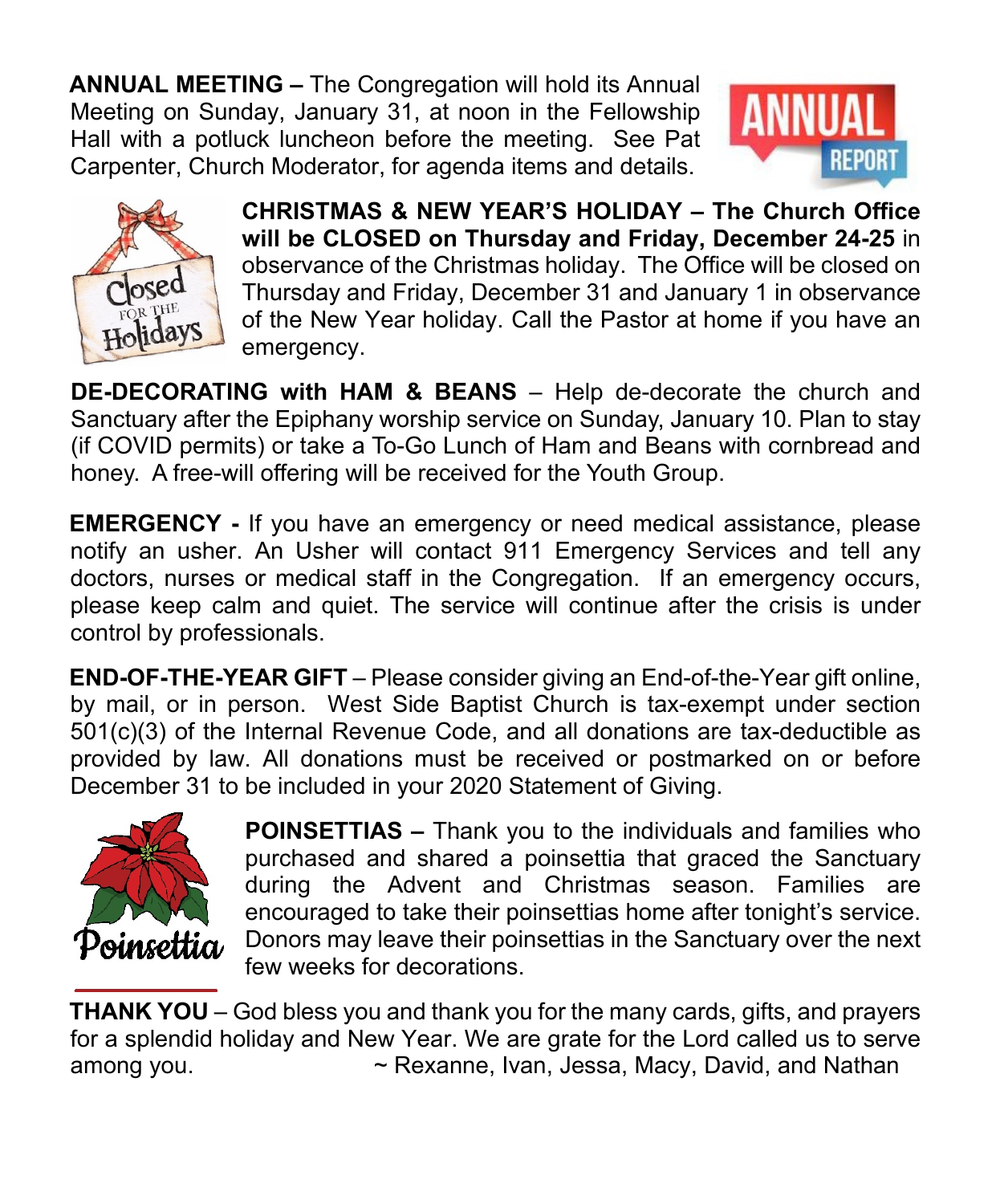**ANNUAL MEETING –** The Congregation will hold its Annual Meeting on Sunday, January 31, at noon in the Fellowship Hall with a potluck luncheon before the meeting. See Pat Carpenter, Church Moderator, for agenda items and details.

**CHRISTMAS & NEW YEAR'S HOLIDAY – The Church Office will be CLOSED on Thursday and Friday, December 24-25** in observance of the Christmas holiday. The Office will be closed on Thursday and Friday, December 31 and January 1 in observance of the New Year holiday. Call the Pastor at home if you have an emergency.

**DE-DECORATING with HAM & BEANS** – Help de-decorate the church and Sanctuary after the Epiphany worship service on Sunday, January 10. Plan to stay (if COVID permits) or take a To-Go Lunch of Ham and Beans with cornbread and honey. A free-will offering will be received for the Youth Group.

**EMERGENCY -** If you have an emergency or need medical assistance, please notify an usher. An Usher will contact 911 Emergency Services and tell any doctors, nurses or medical staff in the Congregation. If an emergency occurs, please keep calm and quiet. The service will continue after the crisis is under control by professionals.

**END-OF-THE-YEAR GIFT** – Please consider giving an End-of-the-Year gift online, by mail, or in person. West Side Baptist Church is tax-exempt under section 501(c)(3) of the Internal Revenue Code, and all donations are tax-deductible as provided by law. All donations must be received or postmarked on or before December 31 to be included in your 2020 Statement of Giving.

**POINSETTIAS –** Thank you to the individuals and families who purchased and shared a poinsettia that graced the Sanctuary during the Advent and Christmas season. Families are encouraged to take their poinsettias home after tonight's service. Donors may leave their poinsettias in the Sanctuary over the next few weeks for decorations.

**THANK YOU** – God bless you and thank you for the many cards, gifts, and prayers for a splendid holiday and New Year. We are grate for the Lord called us to serve among you. ~ Rexanne, Ivan, Jessa, Macy, David, and Nathan